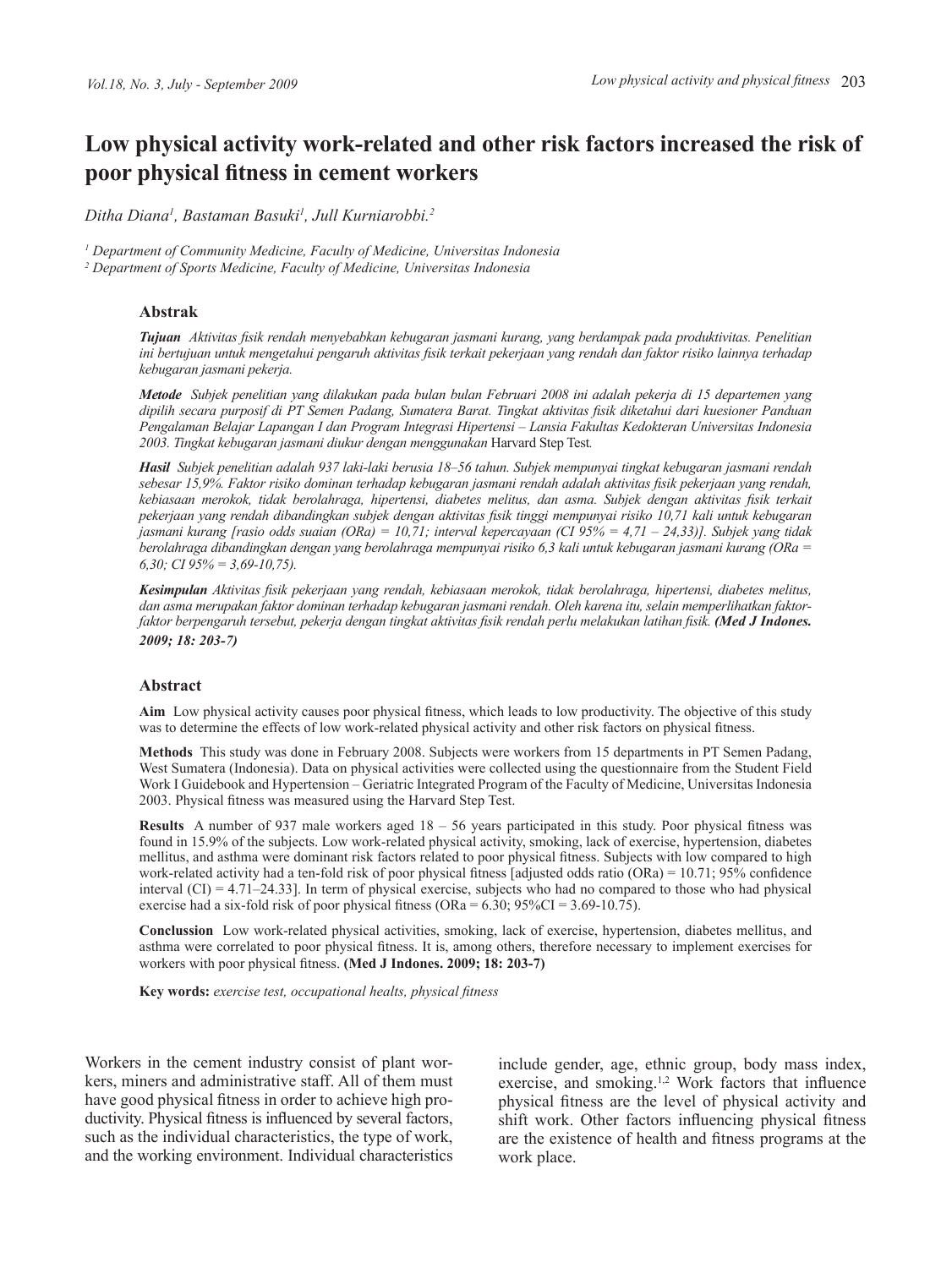# Low physical activity work-related and other risk factors increased the risk of poor physical fitness in cement workers

*Ditha Diana[1], Bastaman Basuki[1], Jull Kurniarobbi.[2]*

[1] *Department of Community Medicine, Faculty of Medicine, Universitas Indonesia*
[2] *Department of Sports Medicine, Faculty of Medicine, Universitas Indonesia*

## Abstrak

***Tujuan*** *Aktivitas fisik rendah menyebabkan kebugaran jasmani kurang, yang berdampak pada produktivitas. Penelitian ini bertujuan untuk mengetahui pengaruh aktivitas fisik terkait pekerjaan yang rendah dan faktor risiko lainnya terhadap kebugaran jasmani pekerja.*

***Metode*** *Subjek penelitian yang dilakukan pada bulan bulan Februari 2008 ini adalah pekerja di 15 departemen yang dipilih secara purposif di PT Semen Padang, Sumatera Barat. Tingkat aktivitas fisik diketahui dari kuesioner Panduan Pengalaman Belajar Lapangan I dan Program Integrasi Hipertensi – Lansia Fakultas Kedokteran Universitas Indonesia 2003. Tingkat kebugaran jasmani diukur dengan menggunakan* Harvard Step Test*.*

***Hasil*** *Subjek penelitian adalah 937 laki-laki berusia 18–56 tahun. Subjek mempunyai tingkat kebugaran jasmani rendah sebesar 15,9%. Faktor risiko dominan terhadap kebugaran jasmani rendah adalah aktivitas fisik pekerjaan yang rendah, kebiasaan merokok, tidak berolahraga, hipertensi, diabetes melitus, dan asma. Subjek dengan aktivitas fisik terkait pekerjaan yang rendah dibandingkan subjek dengan aktivitas fisik tinggi mempunyai risiko 10,71 kali untuk kebugaran jasmani kurang [rasio odds suaian (ORa) = 10,71; interval kepercayaan (CI 95% = 4,71 – 24,33)]. Subjek yang tidak berolahraga dibandingkan dengan yang berolahraga mempunyai risiko 6,3 kali untuk kebugaran jasmani kurang (ORa = 6,30; CI 95% = 3,69-10,75).*

***Kesimpulan*** *Aktivitas fisik pekerjaan yang rendah, kebiasaan merokok, tidak berolahraga, hipertensi, diabetes melitus, dan asma merupakan faktor dominan terhadap kebugaran jasmani rendah. Oleh karena itu, selain memperlihatkan faktor-faktor berpengaruh tersebut, pekerja dengan tingkat aktivitas fisik rendah perlu melakukan latihan fisik.* ***(Med J Indones. 2009; 18: 203-7)***

## Abstract

**Aim** Low physical activity causes poor physical fitness, which leads to low productivity. The objective of this study was to determine the effects of low work-related physical activity and other risk factors on physical fitness.

**Methods** This study was done in February 2008. Subjects were workers from 15 departments in PT Semen Padang, West Sumatera (Indonesia). Data on physical activities were collected using the questionnaire from the Student Field Work I Guidebook and Hypertension – Geriatric Integrated Program of the Faculty of Medicine, Universitas Indonesia 2003. Physical fitness was measured using the Harvard Step Test.

**Results** A number of 937 male workers aged 18 – 56 years participated in this study. Poor physical fitness was found in 15.9% of the subjects. Low work-related physical activity, smoking, lack of exercise, hypertension, diabetes mellitus, and asthma were dominant risk factors related to poor physical fitness. Subjects with low compared to high work-related activity had a ten-fold risk of poor physical fitness [adjusted odds ratio (ORa) = 10.71; 95% confidence interval (CI) = 4.71–24.33]. In term of physical exercise, subjects who had no compared to those who had physical exercise had a six-fold risk of poor physical fitness (ORa = 6.30; 95%CI = 3.69-10.75).

**Conclussion** Low work-related physical activities, smoking, lack of exercise, hypertension, diabetes mellitus, and asthma were correlated to poor physical fitness. It is, among others, therefore necessary to implement exercises for workers with poor physical fitness. **(Med J Indones. 2009; 18: 203-7)**

**Key words:** *exercise test, occupational healts, physical fitness*

Workers in the cement industry consist of plant workers, miners and administrative staff. All of them must have good physical fitness in order to achieve high productivity. Physical fitness is influenced by several factors, such as the individual characteristics, the type of work, and the working environment. Individual characteristics include gender, age, ethnic group, body mass index, exercise, and smoking.[1,2] Work factors that influence physical fitness are the level of physical activity and shift work. Other factors influencing physical fitness are the existence of health and fitness programs at the work place.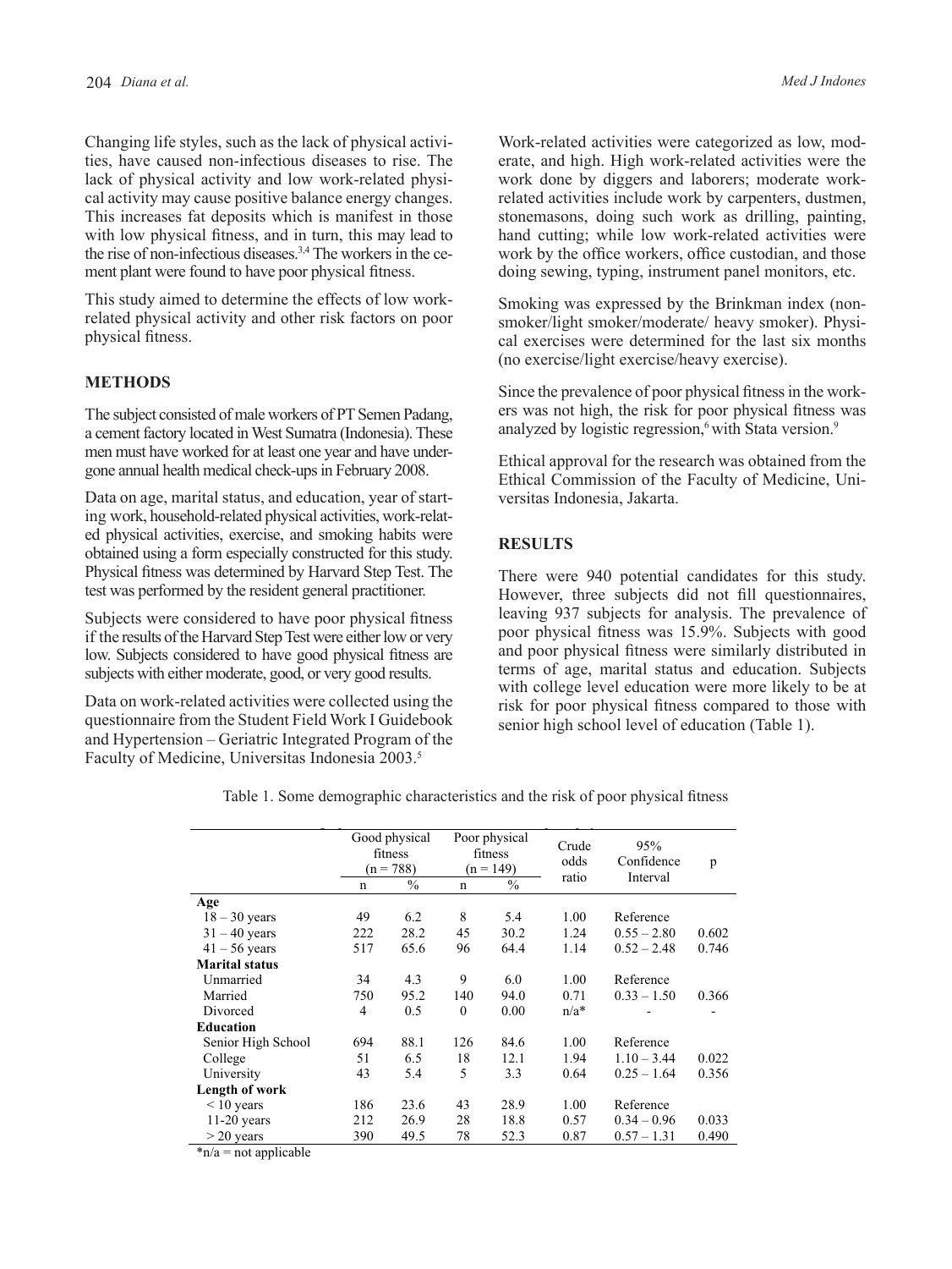Changing life styles, such as the lack of physical activities, have caused non-infectious diseases to rise. The lack of physical activity and low work-related physical activity may cause positive balance energy changes. This increases fat deposits which is manifest in those with low physical fitness, and in turn, this may lead to the rise of non-infectious diseases.[3,4] The workers in the cement plant were found to have poor physical fitness.

This study aimed to determine the effects of low work-related physical activity and other risk factors on poor physical fitness.

## METHODS

The subject consisted of male workers of PT Semen Padang, a cement factory located in West Sumatra (Indonesia). These men must have worked for at least one year and have undergone annual health medical check-ups in February 2008.

Data on age, marital status, and education, year of starting work, household-related physical activities, work-related physical activities, exercise, and smoking habits were obtained using a form especially constructed for this study. Physical fitness was determined by Harvard Step Test. The test was performed by the resident general practitioner.

Subjects were considered to have poor physical fitness if the results of the Harvard Step Test were either low or very low. Subjects considered to have good physical fitness are subjects with either moderate, good, or very good results.

Data on work-related activities were collected using the questionnaire from the Student Field Work I Guidebook and Hypertension – Geriatric Integrated Program of the Faculty of Medicine, Universitas Indonesia 2003.[5]

Work-related activities were categorized as low, moderate, and high. High work-related activities were the work done by diggers and laborers; moderate work-related activities include work by carpenters, dustmen, stonemasons, doing such work as drilling, painting, hand cutting; while low work-related activities were work by the office workers, office custodian, and those doing sewing, typing, instrument panel monitors, etc.

Smoking was expressed by the Brinkman index (non-smoker/light smoker/moderate/ heavy smoker). Physical exercises were determined for the last six months (no exercise/light exercise/heavy exercise).

Since the prevalence of poor physical fitness in the workers was not high, the risk for poor physical fitness was analyzed by logistic regression,[6] with Stata version.[9]

Ethical approval for the research was obtained from the Ethical Commission of the Faculty of Medicine, Universitas Indonesia, Jakarta.

## RESULTS

There were 940 potential candidates for this study. However, three subjects did not fill questionnaires, leaving 937 subjects for analysis. The prevalence of poor physical fitness was 15.9%. Subjects with good and poor physical fitness were similarly distributed in terms of age, marital status and education. Subjects with college level education were more likely to be at risk for poor physical fitness compared to those with senior high school level of education (Table 1).

Table 1. Some demographic characteristics and the risk of poor physical fitness

| | Good physical fitness (n = 788) | | Poor physical fitness (n = 149) | | Crude odds ratio | 95% Confidence Interval | p |
|---|---|---|---|---|---|---|---|
| | n | % | n | % | | | |
| **Age** | | | | | | | |
| 18 – 30 years | 49 | 6.2 | 8 | 5.4 | 1.00 | Reference | |
| 31 – 40 years | 222 | 28.2 | 45 | 30.2 | 1.24 | 0.55 – 2.80 | 0.602 |
| 41 – 56 years | 517 | 65.6 | 96 | 64.4 | 1.14 | 0.52 – 2.48 | 0.746 |
| **Marital status** | | | | | | | |
| Unmarried | 34 | 4.3 | 9 | 6.0 | 1.00 | Reference | |
| Married | 750 | 95.2 | 140 | 94.0 | 0.71 | 0.33 – 1.50 | 0.366 |
| Divorced | 4 | 0.5 | 0 | 0.00 | n/a* | - | - |
| **Education** | | | | | | | |
| Senior High School | 694 | 88.1 | 126 | 84.6 | 1.00 | Reference | |
| College | 51 | 6.5 | 18 | 12.1 | 1.94 | 1.10 – 3.44 | 0.022 |
| University | 43 | 5.4 | 5 | 3.3 | 0.64 | 0.25 – 1.64 | 0.356 |
| **Length of work** | | | | | | | |
| < 10 years | 186 | 23.6 | 43 | 28.9 | 1.00 | Reference | |
| 11-20 years | 212 | 26.9 | 28 | 18.8 | 0.57 | 0.34 – 0.96 | 0.033 |
| > 20 years | 390 | 49.5 | 78 | 52.3 | 0.87 | 0.57 – 1.31 | 0.490 |

*n/a = not applicable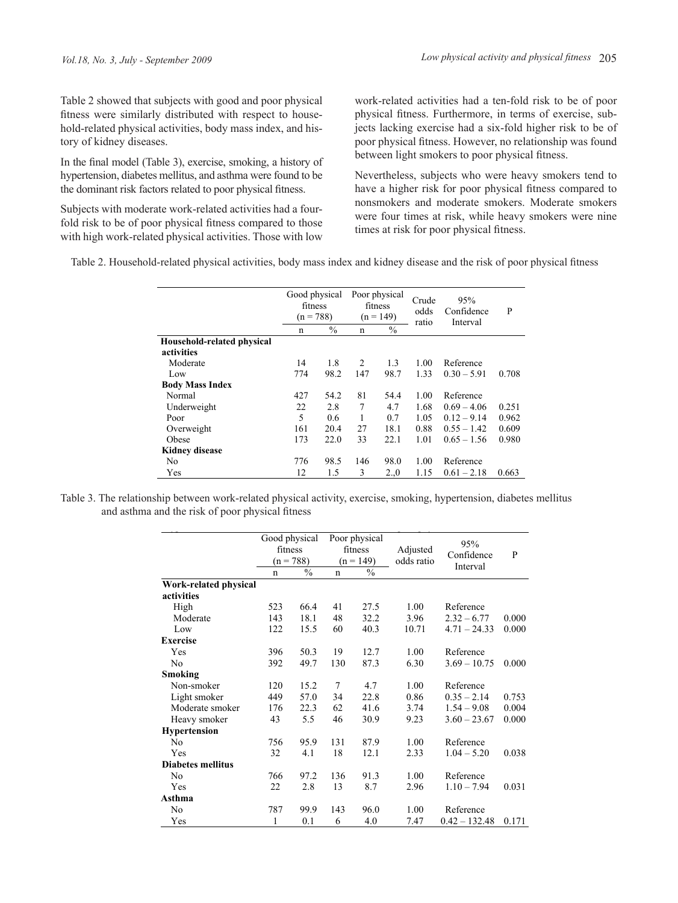Table 2 showed that subjects with good and poor physical fitness were similarly distributed with respect to household-related physical activities, body mass index, and history of kidney diseases.

In the final model (Table 3), exercise, smoking, a history of hypertension, diabetes mellitus, and asthma were found to be the dominant risk factors related to poor physical fitness.

Subjects with moderate work-related activities had a four-fold risk to be of poor physical fitness compared to those with high work-related physical activities. Those with low work-related activities had a ten-fold risk to be of poor physical fitness. Furthermore, in terms of exercise, subjects lacking exercise had a six-fold higher risk to be of poor physical fitness. However, no relationship was found between light smokers to poor physical fitness.

Nevertheless, subjects who were heavy smokers tend to have a higher risk for poor physical fitness compared to nonsmokers and moderate smokers. Moderate smokers were four times at risk, while heavy smokers were nine times at risk for poor physical fitness.

Table 2. Household-related physical activities, body mass index and kidney disease and the risk of poor physical fitness

| | Good physical fitness (n = 788) | | Poor physical fitness (n = 149) | | Crude odds ratio | 95% Confidence Interval | P |
|---|---|---|---|---|---|---|---|
| | n | % | n | % | | | |
| **Household-related physical activities** | | | | | | | |
| Moderate | 14 | 1.8 | 2 | 1.3 | 1.00 | Reference | |
| Low | 774 | 98.2 | 147 | 98.7 | 1.33 | 0.30 – 5.91 | 0.708 |
| **Body Mass Index** | | | | | | | |
| Normal | 427 | 54.2 | 81 | 54.4 | 1.00 | Reference | |
| Underweight | 22 | 2.8 | 7 | 4.7 | 1.68 | 0.69 – 4.06 | 0.251 |
| Poor | 5 | 0.6 | 1 | 0.7 | 1.05 | 0.12 – 9.14 | 0.962 |
| Overweight | 161 | 20.4 | 27 | 18.1 | 0.88 | 0.55 – 1.42 | 0.609 |
| Obese | 173 | 22.0 | 33 | 22.1 | 1.01 | 0.65 – 1.56 | 0.980 |
| **Kidney disease** | | | | | | | |
| No | 776 | 98.5 | 146 | 98.0 | 1.00 | Reference | |
| Yes | 12 | 1.5 | 3 | 2.,0 | 1.15 | 0.61 – 2.18 | 0.663 |

Table 3. The relationship between work-related physical activity, exercise, smoking, hypertension, diabetes mellitus and asthma and the risk of poor physical fitness

| | Good physical fitness (n = 788) | | Poor physical fitness (n = 149) | | Adjusted odds ratio | 95% Confidence Interval | P |
|---|---|---|---|---|---|---|---|
| | n | % | n | % | | | |
| **Work-related physical activities** | | | | | | | |
| High | 523 | 66.4 | 41 | 27.5 | 1.00 | Reference | |
| Moderate | 143 | 18.1 | 48 | 32.2 | 3.96 | 2.32 – 6.77 | 0.000 |
| Low | 122 | 15.5 | 60 | 40.3 | 10.71 | 4.71 – 24.33 | 0.000 |
| **Exercise** | | | | | | | |
| Yes | 396 | 50.3 | 19 | 12.7 | 1.00 | Reference | |
| No | 392 | 49.7 | 130 | 87.3 | 6.30 | 3.69 – 10.75 | 0.000 |
| **Smoking** | | | | | | | |
| Non-smoker | 120 | 15.2 | 7 | 4.7 | 1.00 | Reference | |
| Light smoker | 449 | 57.0 | 34 | 22.8 | 0.86 | 0.35 – 2.14 | 0.753 |
| Moderate smoker | 176 | 22.3 | 62 | 41.6 | 3.74 | 1.54 – 9.08 | 0.004 |
| Heavy smoker | 43 | 5.5 | 46 | 30.9 | 9.23 | 3.60 – 23.67 | 0.000 |
| **Hypertension** | | | | | | | |
| No | 756 | 95.9 | 131 | 87.9 | 1.00 | Reference | |
| Yes | 32 | 4.1 | 18 | 12.1 | 2.33 | 1.04 – 5.20 | 0.038 |
| **Diabetes mellitus** | | | | | | | |
| No | 766 | 97.2 | 136 | 91.3 | 1.00 | Reference | |
| Yes | 22 | 2.8 | 13 | 8.7 | 2.96 | 1.10 – 7.94 | 0.031 |
| **Asthma** | | | | | | | |
| No | 787 | 99.9 | 143 | 96.0 | 1.00 | Reference | |
| Yes | 1 | 0.1 | 6 | 4.0 | 7.47 | 0.42 – 132.48 | 0.171 |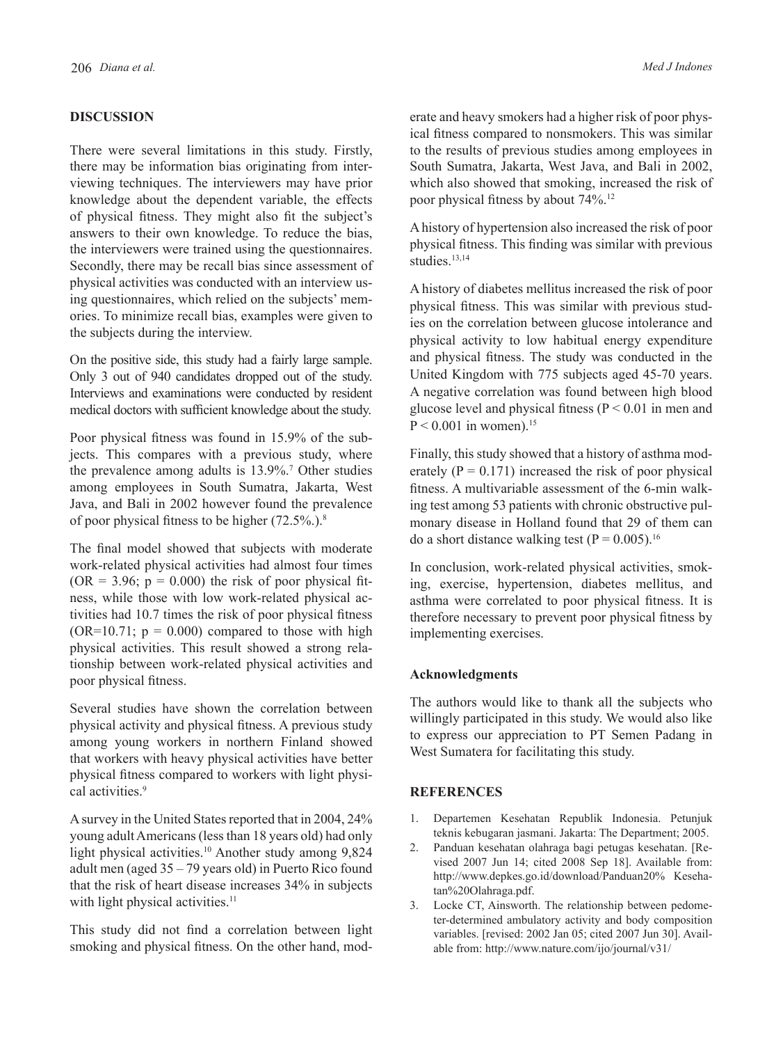## DISCUSSION

There were several limitations in this study. Firstly, there may be information bias originating from interviewing techniques. The interviewers may have prior knowledge about the dependent variable, the effects of physical fitness. They might also fit the subject's answers to their own knowledge. To reduce the bias, the interviewers were trained using the questionnaires. Secondly, there may be recall bias since assessment of physical activities was conducted with an interview using questionnaires, which relied on the subjects' memories. To minimize recall bias, examples were given to the subjects during the interview.

On the positive side, this study had a fairly large sample. Only 3 out of 940 candidates dropped out of the study. Interviews and examinations were conducted by resident medical doctors with sufficient knowledge about the study.

Poor physical fitness was found in 15.9% of the subjects. This compares with a previous study, where the prevalence among adults is 13.9%.[7] Other studies among employees in South Sumatra, Jakarta, West Java, and Bali in 2002 however found the prevalence of poor physical fitness to be higher (72.5%.).[8]

The final model showed that subjects with moderate work-related physical activities had almost four times (OR = 3.96; p = 0.000) the risk of poor physical fitness, while those with low work-related physical activities had 10.7 times the risk of poor physical fitness (OR=10.71; p = 0.000) compared to those with high physical activities. This result showed a strong relationship between work-related physical activities and poor physical fitness.

Several studies have shown the correlation between physical activity and physical fitness. A previous study among young workers in northern Finland showed that workers with heavy physical activities have better physical fitness compared to workers with light physical activities.[9]

A survey in the United States reported that in 2004, 24% young adult Americans (less than 18 years old) had only light physical activities.[10] Another study among 9,824 adult men (aged 35 – 79 years old) in Puerto Rico found that the risk of heart disease increases 34% in subjects with light physical activities.[11]

This study did not find a correlation between light smoking and physical fitness. On the other hand, moderate and heavy smokers had a higher risk of poor physical fitness compared to nonsmokers. This was similar to the results of previous studies among employees in South Sumatra, Jakarta, West Java, and Bali in 2002, which also showed that smoking, increased the risk of poor physical fitness by about 74%.[12]

A history of hypertension also increased the risk of poor physical fitness. This finding was similar with previous studies.[13,14]

A history of diabetes mellitus increased the risk of poor physical fitness. This was similar with previous studies on the correlation between glucose intolerance and physical activity to low habitual energy expenditure and physical fitness. The study was conducted in the United Kingdom with 775 subjects aged 45-70 years. A negative correlation was found between high blood glucose level and physical fitness ($P < 0.01$ in men and $P < 0.001$ in women).[15]

Finally, this study showed that a history of asthma moderately ($P = 0.171$) increased the risk of poor physical fitness. A multivariable assessment of the 6-min walking test among 53 patients with chronic obstructive pulmonary disease in Holland found that 29 of them can do a short distance walking test ($P = 0.005$).[16]

In conclusion, work-related physical activities, smoking, exercise, hypertension, diabetes mellitus, and asthma were correlated to poor physical fitness. It is therefore necessary to prevent poor physical fitness by implementing exercises.

### Acknowledgments

The authors would like to thank all the subjects who willingly participated in this study. We would also like to express our appreciation to PT Semen Padang in West Sumatera for facilitating this study.

## REFERENCES

1. Departemen Kesehatan Republik Indonesia. Petunjuk teknis kebugaran jasmani. Jakarta: The Department; 2005.
2. Panduan kesehatan olahraga bagi petugas kesehatan. [Revised 2007 Jun 14; cited 2008 Sep 18]. Available from: http://www.depkes.go.id/download/Panduan20% Kesehatan%20Olahraga.pdf.
3. Locke CT, Ainsworth. The relationship between pedometer-determined ambulatory activity and body composition variables. [revised: 2002 Jan 05; cited 2007 Jun 30]. Available from: http://www.nature.com/ijo/journal/v31/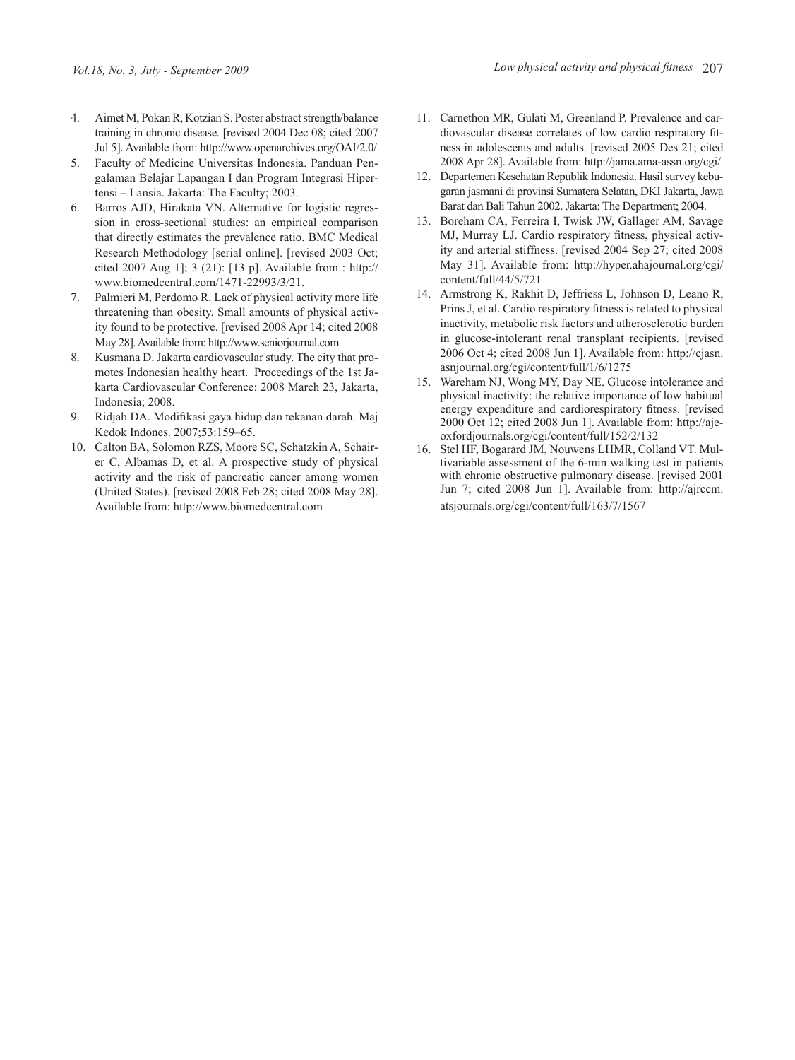4. Aimet M, Pokan R, Kotzian S. Poster abstract strength/balance training in chronic disease. [revised 2004 Dec 08; cited 2007 Jul 5]. Available from: http://www.openarchives.org/OAI/2.0/
5. Faculty of Medicine Universitas Indonesia. Panduan Pengalaman Belajar Lapangan I dan Program Integrasi Hipertensi – Lansia. Jakarta: The Faculty; 2003.
6. Barros AJD, Hirakata VN. Alternative for logistic regression in cross-sectional studies: an empirical comparison that directly estimates the prevalence ratio. BMC Medical Research Methodology [serial online]. [revised 2003 Oct; cited 2007 Aug 1]; 3 (21): [13 p]. Available from : http://www.biomedcentral.com/1471-22993/3/21.
7. Palmieri M, Perdomo R. Lack of physical activity more life threatening than obesity. Small amounts of physical activity found to be protective. [revised 2008 Apr 14; cited 2008 May 28]. Available from: http://www.seniorjournal.com
8. Kusmana D. Jakarta cardiovascular study. The city that promotes Indonesian healthy heart. Proceedings of the 1st Jakarta Cardiovascular Conference: 2008 March 23, Jakarta, Indonesia; 2008.
9. Ridjab DA. Modifikasi gaya hidup dan tekanan darah. Maj Kedok Indones. 2007;53:159–65.
10. Calton BA, Solomon RZS, Moore SC, Schatzkin A, Schairer C, Albamas D, et al. A prospective study of physical activity and the risk of pancreatic cancer among women (United States). [revised 2008 Feb 28; cited 2008 May 28]. Available from: http://www.biomedcentral.com
11. Carnethon MR, Gulati M, Greenland P. Prevalence and cardiovascular disease correlates of low cardio respiratory fitness in adolescents and adults. [revised 2005 Des 21; cited 2008 Apr 28]. Available from: http://jama.ama-assn.org/cgi/
12. Departemen Kesehatan Republik Indonesia. Hasil survey kebugaran jasmani di provinsi Sumatera Selatan, DKI Jakarta, Jawa Barat dan Bali Tahun 2002. Jakarta: The Department; 2004.
13. Boreham CA, Ferreira I, Twisk JW, Gallager AM, Savage MJ, Murray LJ. Cardio respiratory fitness, physical activity and arterial stiffness. [revised 2004 Sep 27; cited 2008 May 31]. Available from: http://hyper.ahajournal.org/cgi/content/full/44/5/721
14. Armstrong K, Rakhit D, Jeffriess L, Johnson D, Leano R, Prins J, et al. Cardio respiratory fitness is related to physical inactivity, metabolic risk factors and atherosclerotic burden in glucose-intolerant renal transplant recipients. [revised 2006 Oct 4; cited 2008 Jun 1]. Available from: http://cjasn.asnjournal.org/cgi/content/full/1/6/1275
15. Wareham NJ, Wong MY, Day NE. Glucose intolerance and physical inactivity: the relative importance of low habitual energy expenditure and cardiorespiratory fitness. [revised 2000 Oct 12; cited 2008 Jun 1]. Available from: http://aje-oxfordjournals.org/cgi/content/full/152/2/132
16. Stel HF, Bogarard JM, Nouwens LHMR, Colland VT. Multivariable assessment of the 6-min walking test in patients with chronic obstructive pulmonary disease. [revised 2001 Jun 7; cited 2008 Jun 1]. Available from: http://ajrccm.atsjournals.org/cgi/content/full/163/7/1567